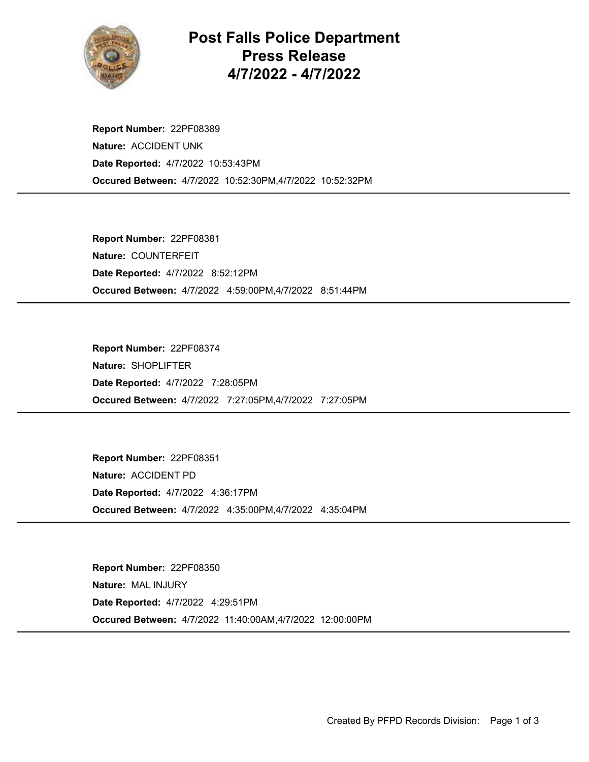# Post Falls Police Department
# Press Release
# 4/7/2022 - 4/7/2022

**Report Number:** 22PF08389
**Nature:** ACCIDENT UNK
**Date Reported:** 4/7/2022 10:53:43PM
**Occured Between:** 4/7/2022 10:52:30PM,4/7/2022 10:52:32PM

---

**Report Number:** 22PF08381
**Nature:** COUNTERFEIT
**Date Reported:** 4/7/2022 8:52:12PM
**Occured Between:** 4/7/2022 4:59:00PM,4/7/2022 8:51:44PM

---

**Report Number:** 22PF08374
**Nature:** SHOPLIFTER
**Date Reported:** 4/7/2022 7:28:05PM
**Occured Between:** 4/7/2022 7:27:05PM,4/7/2022 7:27:05PM

---

**Report Number:** 22PF08351
**Nature:** ACCIDENT PD
**Date Reported:** 4/7/2022 4:36:17PM
**Occured Between:** 4/7/2022 4:35:00PM,4/7/2022 4:35:04PM

---

**Report Number:** 22PF08350
**Nature:** MAL INJURY
**Date Reported:** 4/7/2022 4:29:51PM
**Occured Between:** 4/7/2022 11:40:00AM,4/7/2022 12:00:00PM

---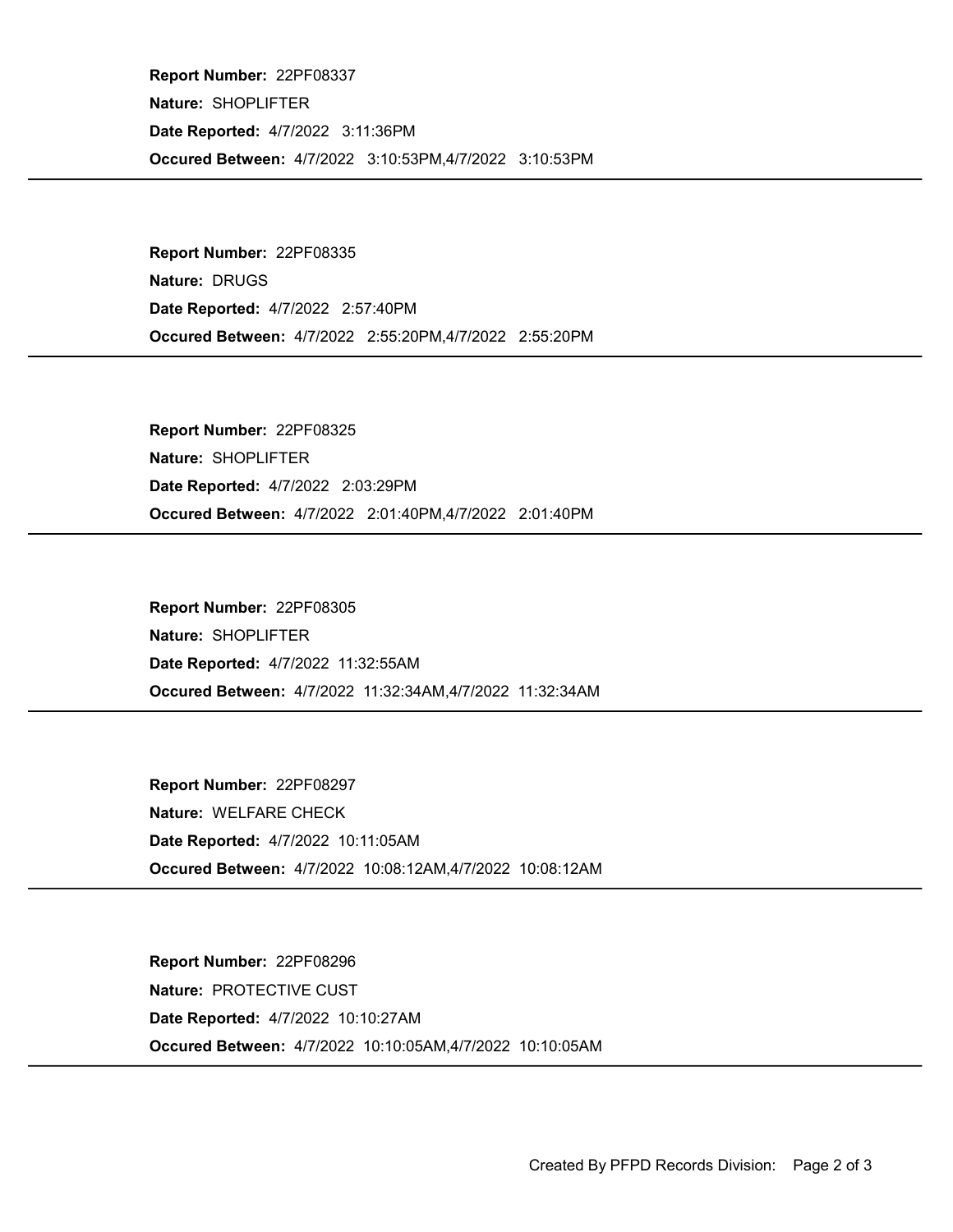**Report Number:** 22PF08337
**Nature:** SHOPLIFTER
**Date Reported:** 4/7/2022 3:11:36PM
**Occured Between:** 4/7/2022 3:10:53PM,4/7/2022 3:10:53PM

---

**Report Number:** 22PF08335
**Nature:** DRUGS
**Date Reported:** 4/7/2022 2:57:40PM
**Occured Between:** 4/7/2022 2:55:20PM,4/7/2022 2:55:20PM

---

**Report Number:** 22PF08325
**Nature:** SHOPLIFTER
**Date Reported:** 4/7/2022 2:03:29PM
**Occured Between:** 4/7/2022 2:01:40PM,4/7/2022 2:01:40PM

---

**Report Number:** 22PF08305
**Nature:** SHOPLIFTER
**Date Reported:** 4/7/2022 11:32:55AM
**Occured Between:** 4/7/2022 11:32:34AM,4/7/2022 11:32:34AM

---

**Report Number:** 22PF08297
**Nature:** WELFARE CHECK
**Date Reported:** 4/7/2022 10:11:05AM
**Occured Between:** 4/7/2022 10:08:12AM,4/7/2022 10:08:12AM

---

**Report Number:** 22PF08296
**Nature:** PROTECTIVE CUST
**Date Reported:** 4/7/2022 10:10:27AM
**Occured Between:** 4/7/2022 10:10:05AM,4/7/2022 10:10:05AM

---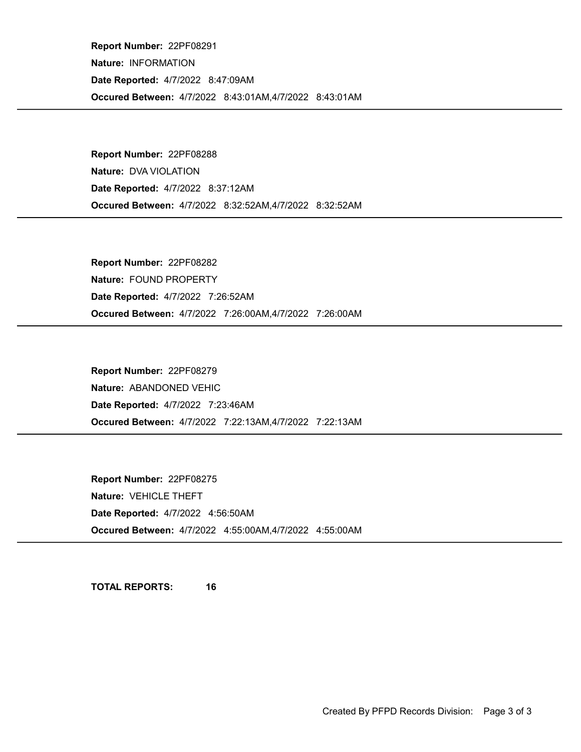**Report Number:** 22PF08291
**Nature:** INFORMATION
**Date Reported:** 4/7/2022 8:47:09AM
**Occured Between:** 4/7/2022 8:43:01AM,4/7/2022 8:43:01AM

---

**Report Number:** 22PF08288
**Nature:** DVA VIOLATION
**Date Reported:** 4/7/2022 8:37:12AM
**Occured Between:** 4/7/2022 8:32:52AM,4/7/2022 8:32:52AM

---

**Report Number:** 22PF08282
**Nature:** FOUND PROPERTY
**Date Reported:** 4/7/2022 7:26:52AM
**Occured Between:** 4/7/2022 7:26:00AM,4/7/2022 7:26:00AM

---

**Report Number:** 22PF08279
**Nature:** ABANDONED VEHIC
**Date Reported:** 4/7/2022 7:23:46AM
**Occured Between:** 4/7/2022 7:22:13AM,4/7/2022 7:22:13AM

---

**Report Number:** 22PF08275
**Nature:** VEHICLE THEFT
**Date Reported:** 4/7/2022 4:56:50AM
**Occured Between:** 4/7/2022 4:55:00AM,4/7/2022 4:55:00AM

---

**TOTAL REPORTS:** **16**

Created By PFPD Records Division: